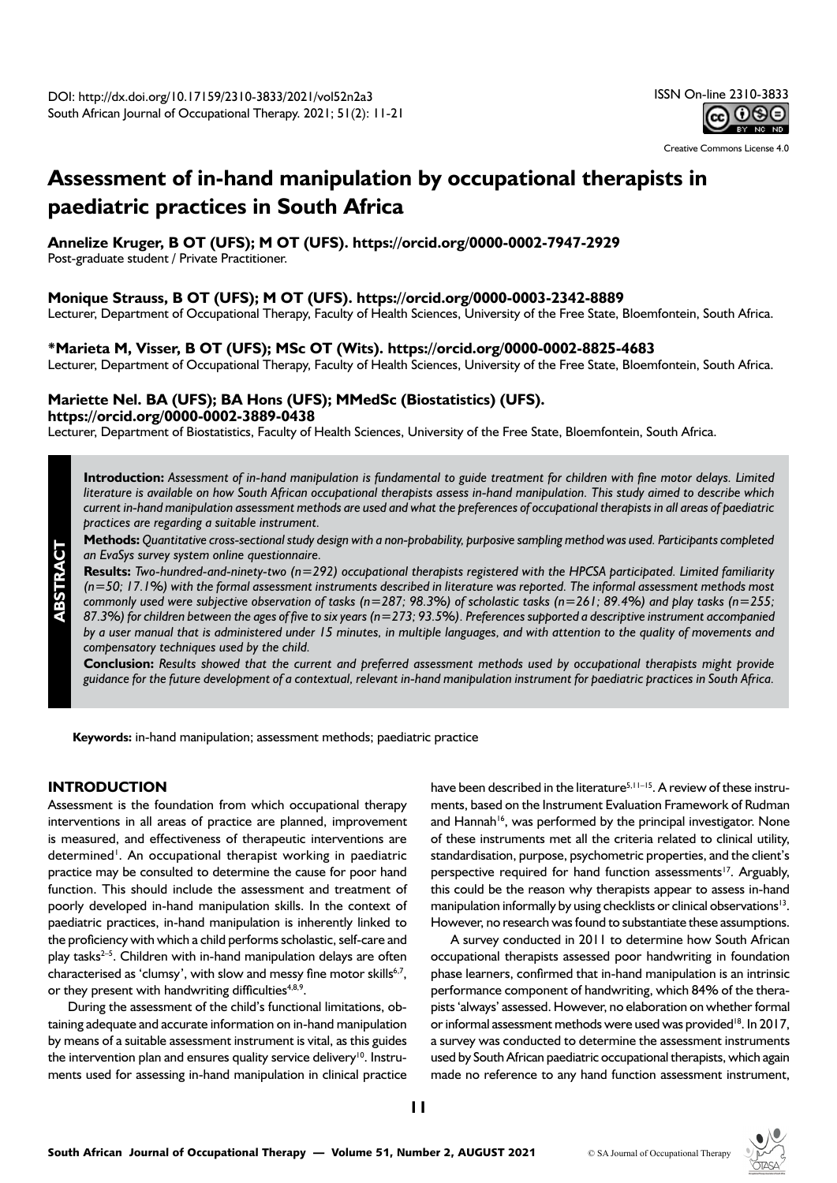DOI: http://dx.doi.org/10.17159/2310-3833/2021/vol52n2a3
South African Journal of Occupational Therapy. 2021; 51(2): 11-21

ISSN On-line 2310-3833

Creative Commons License 4.0

# Assessment of in-hand manipulation by occupational therapists in paediatric practices in South Africa

**Annelize Kruger, B OT (UFS); M OT (UFS). https://orcid.org/0000-0002-7947-2929**
Post-graduate student / Private Practitioner.

**Monique Strauss, B OT (UFS); M OT (UFS). https://orcid.org/0000-0003-2342-8889**
Lecturer, Department of Occupational Therapy, Faculty of Health Sciences, University of the Free State, Bloemfontein, South Africa.

**\*Marieta M, Visser, B OT (UFS); MSc OT (Wits). https://orcid.org/0000-0002-8825-4683**
Lecturer, Department of Occupational Therapy, Faculty of Health Sciences, University of the Free State, Bloemfontein, South Africa.

**Mariette Nel. BA (UFS); BA Hons (UFS); MMedSc (Biostatistics) (UFS). https://orcid.org/0000-0002-3889-0438**
Lecturer, Department of Biostatistics, Faculty of Health Sciences, University of the Free State, Bloemfontein, South Africa.

## ABSTRACT

**Introduction:** *Assessment of in-hand manipulation is fundamental to guide treatment for children with fine motor delays. Limited literature is available on how South African occupational therapists assess in-hand manipulation. This study aimed to describe which current in-hand manipulation assessment methods are used and what the preferences of occupational therapists in all areas of paediatric practices are regarding a suitable instrument.*

**Methods:** *Quantitative cross-sectional study design with a non-probability, purposive sampling method was used. Participants completed an EvaSys survey system online questionnaire.*

**Results:** *Two-hundred-and-ninety-two (n=292) occupational therapists registered with the HPCSA participated. Limited familiarity (n=50; 17.1%) with the formal assessment instruments described in literature was reported. The informal assessment methods most commonly used were subjective observation of tasks (n=287; 98.3%) of scholastic tasks (n=261; 89.4%) and play tasks (n=255; 87.3%) for children between the ages of five to six years (n=273; 93.5%). Preferences supported a descriptive instrument accompanied by a user manual that is administered under 15 minutes, in multiple languages, and with attention to the quality of movements and compensatory techniques used by the child.*

**Conclusion:** *Results showed that the current and preferred assessment methods used by occupational therapists might provide guidance for the future development of a contextual, relevant in-hand manipulation instrument for paediatric practices in South Africa.*

**Keywords:** in-hand manipulation; assessment methods; paediatric practice

## INTRODUCTION

Assessment is the foundation from which occupational therapy interventions in all areas of practice are planned, improvement is measured, and effectiveness of therapeutic interventions are determined[1]. An occupational therapist working in paediatric practice may be consulted to determine the cause for poor hand function. This should include the assessment and treatment of poorly developed in-hand manipulation skills. In the context of paediatric practices, in-hand manipulation is inherently linked to the proficiency with which a child performs scholastic, self-care and play tasks[2–5]. Children with in-hand manipulation delays are often characterised as 'clumsy', with slow and messy fine motor skills[6,7], or they present with handwriting difficulties[4,8,9].

During the assessment of the child's functional limitations, obtaining adequate and accurate information on in-hand manipulation by means of a suitable assessment instrument is vital, as this guides the intervention plan and ensures quality service delivery[10]. Instruments used for assessing in-hand manipulation in clinical practice have been described in the literature[5,11–15]. A review of these instruments, based on the Instrument Evaluation Framework of Rudman and Hannah[16], was performed by the principal investigator. None of these instruments met all the criteria related to clinical utility, standardisation, purpose, psychometric properties, and the client's perspective required for hand function assessments[17]. Arguably, this could be the reason why therapists appear to assess in-hand manipulation informally by using checklists or clinical observations[13]. However, no research was found to substantiate these assumptions.

A survey conducted in 2011 to determine how South African occupational therapists assessed poor handwriting in foundation phase learners, confirmed that in-hand manipulation is an intrinsic performance component of handwriting, which 84% of the therapists 'always' assessed. However, no elaboration on whether formal or informal assessment methods were used was provided[18]. In 2017, a survey was conducted to determine the assessment instruments used by South African paediatric occupational therapists, which again made no reference to any hand function assessment instrument,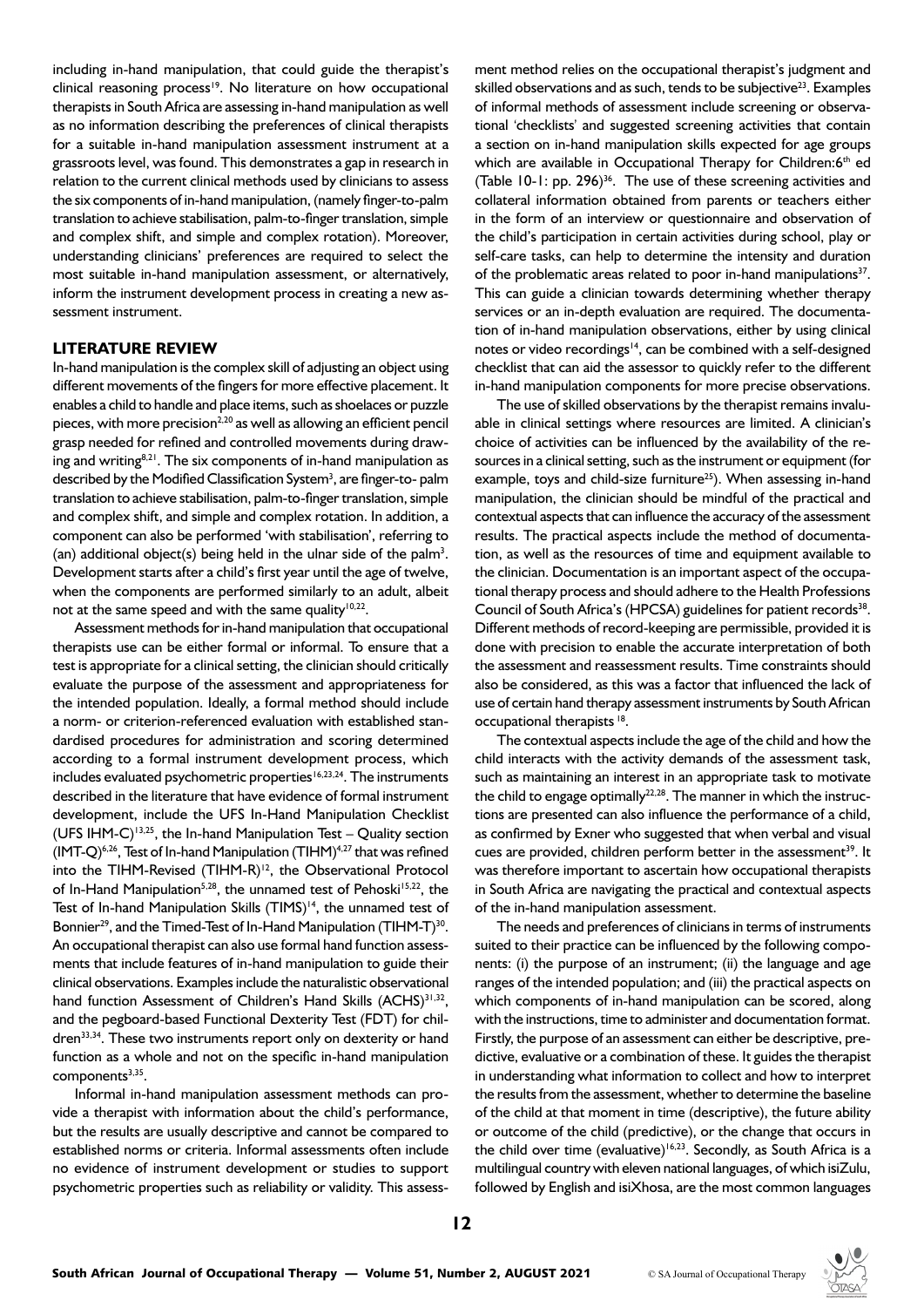including in-hand manipulation, that could guide the therapist's clinical reasoning process[19]. No literature on how occupational therapists in South Africa are assessing in-hand manipulation as well as no information describing the preferences of clinical therapists for a suitable in-hand manipulation assessment instrument at a grassroots level, was found. This demonstrates a gap in research in relation to the current clinical methods used by clinicians to assess the six components of in-hand manipulation, (namely finger-to-palm translation to achieve stabilisation, palm-to-finger translation, simple and complex shift, and simple and complex rotation). Moreover, understanding clinicians' preferences are required to select the most suitable in-hand manipulation assessment, or alternatively, inform the instrument development process in creating a new assessment instrument.

## LITERATURE REVIEW

In-hand manipulation is the complex skill of adjusting an object using different movements of the fingers for more effective placement. It enables a child to handle and place items, such as shoelaces or puzzle pieces, with more precision[2,20] as well as allowing an efficient pencil grasp needed for refined and controlled movements during drawing and writing[8,21]. The six components of in-hand manipulation as described by the Modified Classification System[3], are finger-to- palm translation to achieve stabilisation, palm-to-finger translation, simple and complex shift, and simple and complex rotation. In addition, a component can also be performed 'with stabilisation', referring to (an) additional object(s) being held in the ulnar side of the palm[3]. Development starts after a child's first year until the age of twelve, when the components are performed similarly to an adult, albeit not at the same speed and with the same quality[10,22].

Assessment methods for in-hand manipulation that occupational therapists use can be either formal or informal. To ensure that a test is appropriate for a clinical setting, the clinician should critically evaluate the purpose of the assessment and appropriateness for the intended population. Ideally, a formal method should include a norm- or criterion-referenced evaluation with established standardised procedures for administration and scoring determined according to a formal instrument development process, which includes evaluated psychometric properties[16,23,24]. The instruments described in the literature that have evidence of formal instrument development, include the UFS In-Hand Manipulation Checklist (UFS IHM-C)[13,25], the In-hand Manipulation Test – Quality section (IMT-Q)[6,26], Test of In-hand Manipulation (TIHM)[4,27] that was refined into the TIHM-Revised (TIHM-R)[12], the Observational Protocol of In-Hand Manipulation[5,28], the unnamed test of Pehoski[15,22], the Test of In-hand Manipulation Skills (TIMS)[14], the unnamed test of Bonnier[29], and the Timed-Test of In-Hand Manipulation (TIHM-T)[30]. An occupational therapist can also use formal hand function assessments that include features of in-hand manipulation to guide their clinical observations. Examples include the naturalistic observational hand function Assessment of Children's Hand Skills (ACHS)[31,32], and the pegboard-based Functional Dexterity Test (FDT) for children[33,34]. These two instruments report only on dexterity or hand function as a whole and not on the specific in-hand manipulation components[3,35].

Informal in-hand manipulation assessment methods can provide a therapist with information about the child's performance, but the results are usually descriptive and cannot be compared to established norms or criteria. Informal assessments often include no evidence of instrument development or studies to support psychometric properties such as reliability or validity. This assessment method relies on the occupational therapist's judgment and skilled observations and as such, tends to be subjective[23]. Examples of informal methods of assessment include screening or observational 'checklists' and suggested screening activities that contain a section on in-hand manipulation skills expected for age groups which are available in Occupational Therapy for Children:6th ed (Table 10-1: pp. 296)[36]. The use of these screening activities and collateral information obtained from parents or teachers either in the form of an interview or questionnaire and observation of the child's participation in certain activities during school, play or self-care tasks, can help to determine the intensity and duration of the problematic areas related to poor in-hand manipulations[37]. This can guide a clinician towards determining whether therapy services or an in-depth evaluation are required. The documentation of in-hand manipulation observations, either by using clinical notes or video recordings[14], can be combined with a self-designed checklist that can aid the assessor to quickly refer to the different in-hand manipulation components for more precise observations.

The use of skilled observations by the therapist remains invaluable in clinical settings where resources are limited. A clinician's choice of activities can be influenced by the availability of the resources in a clinical setting, such as the instrument or equipment (for example, toys and child-size furniture[25]). When assessing in-hand manipulation, the clinician should be mindful of the practical and contextual aspects that can influence the accuracy of the assessment results. The practical aspects include the method of documentation, as well as the resources of time and equipment available to the clinician. Documentation is an important aspect of the occupational therapy process and should adhere to the Health Professions Council of South Africa's (HPCSA) guidelines for patient records[38]. Different methods of record-keeping are permissible, provided it is done with precision to enable the accurate interpretation of both the assessment and reassessment results. Time constraints should also be considered, as this was a factor that influenced the lack of use of certain hand therapy assessment instruments by South African occupational therapists[18].

The contextual aspects include the age of the child and how the child interacts with the activity demands of the assessment task, such as maintaining an interest in an appropriate task to motivate the child to engage optimally[22,28]. The manner in which the instructions are presented can also influence the performance of a child, as confirmed by Exner who suggested that when verbal and visual cues are provided, children perform better in the assessment[39]. It was therefore important to ascertain how occupational therapists in South Africa are navigating the practical and contextual aspects of the in-hand manipulation assessment.

The needs and preferences of clinicians in terms of instruments suited to their practice can be influenced by the following components: (i) the purpose of an instrument; (ii) the language and age ranges of the intended population; and (iii) the practical aspects on which components of in-hand manipulation can be scored, along with the instructions, time to administer and documentation format. Firstly, the purpose of an assessment can either be descriptive, predictive, evaluative or a combination of these. It guides the therapist in understanding what information to collect and how to interpret the results from the assessment, whether to determine the baseline of the child at that moment in time (descriptive), the future ability or outcome of the child (predictive), or the change that occurs in the child over time (evaluative)[16,23]. Secondly, as South Africa is a multilingual country with eleven national languages, of which isiZulu, followed by English and isiXhosa, are the most common languages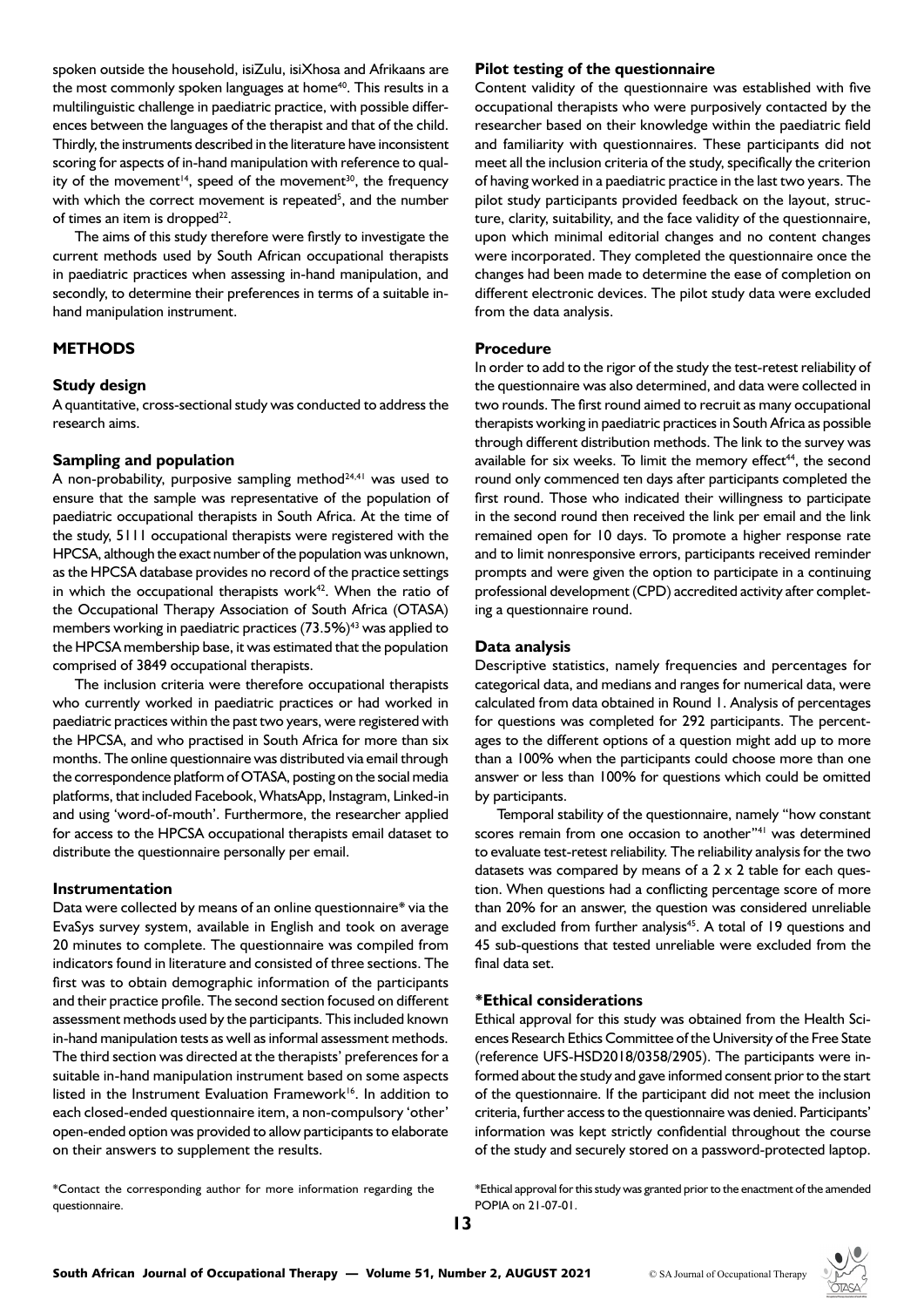spoken outside the household, isiZulu, isiXhosa and Afrikaans are the most commonly spoken languages at home[40]. This results in a multilinguistic challenge in paediatric practice, with possible differences between the languages of the therapist and that of the child. Thirdly, the instruments described in the literature have inconsistent scoring for aspects of in-hand manipulation with reference to quality of the movement[14], speed of the movement[30], the frequency with which the correct movement is repeated[5], and the number of times an item is dropped[22].

The aims of this study therefore were firstly to investigate the current methods used by South African occupational therapists in paediatric practices when assessing in-hand manipulation, and secondly, to determine their preferences in terms of a suitable in-hand manipulation instrument.

## METHODS

### Study design

A quantitative, cross-sectional study was conducted to address the research aims.

### Sampling and population

A non-probability, purposive sampling method[24,41] was used to ensure that the sample was representative of the population of paediatric occupational therapists in South Africa. At the time of the study, 5111 occupational therapists were registered with the HPCSA, although the exact number of the population was unknown, as the HPCSA database provides no record of the practice settings in which the occupational therapists work[42]. When the ratio of the Occupational Therapy Association of South Africa (OTASA) members working in paediatric practices (73.5%)[43] was applied to the HPCSA membership base, it was estimated that the population comprised of 3849 occupational therapists.

The inclusion criteria were therefore occupational therapists who currently worked in paediatric practices or had worked in paediatric practices within the past two years, were registered with the HPCSA, and who practised in South Africa for more than six months. The online questionnaire was distributed via email through the correspondence platform of OTASA, posting on the social media platforms, that included Facebook, WhatsApp, Instagram, Linked-in and using 'word-of-mouth'. Furthermore, the researcher applied for access to the HPCSA occupational therapists email dataset to distribute the questionnaire personally per email.

### Instrumentation

Data were collected by means of an online questionnaire* via the EvaSys survey system, available in English and took on average 20 minutes to complete. The questionnaire was compiled from indicators found in literature and consisted of three sections. The first was to obtain demographic information of the participants and their practice profile. The second section focused on different assessment methods used by the participants. This included known in-hand manipulation tests as well as informal assessment methods. The third section was directed at the therapists' preferences for a suitable in-hand manipulation instrument based on some aspects listed in the Instrument Evaluation Framework[16]. In addition to each closed-ended questionnaire item, a non-compulsory 'other' open-ended option was provided to allow participants to elaborate on their answers to supplement the results.

*Contact the corresponding author for more information regarding the questionnaire.

### Pilot testing of the questionnaire

Content validity of the questionnaire was established with five occupational therapists who were purposively contacted by the researcher based on their knowledge within the paediatric field and familiarity with questionnaires. These participants did not meet all the inclusion criteria of the study, specifically the criterion of having worked in a paediatric practice in the last two years. The pilot study participants provided feedback on the layout, structure, clarity, suitability, and the face validity of the questionnaire, upon which minimal editorial changes and no content changes were incorporated. They completed the questionnaire once the changes had been made to determine the ease of completion on different electronic devices. The pilot study data were excluded from the data analysis.

### Procedure

In order to add to the rigor of the study the test-retest reliability of the questionnaire was also determined, and data were collected in two rounds. The first round aimed to recruit as many occupational therapists working in paediatric practices in South Africa as possible through different distribution methods. The link to the survey was available for six weeks. To limit the memory effect[44], the second round only commenced ten days after participants completed the first round. Those who indicated their willingness to participate in the second round then received the link per email and the link remained open for 10 days. To promote a higher response rate and to limit nonresponsive errors, participants received reminder prompts and were given the option to participate in a continuing professional development (CPD) accredited activity after completing a questionnaire round.

### Data analysis

Descriptive statistics, namely frequencies and percentages for categorical data, and medians and ranges for numerical data, were calculated from data obtained in Round 1. Analysis of percentages for questions was completed for 292 participants. The percentages to the different options of a question might add up to more than a 100% when the participants could choose more than one answer or less than 100% for questions which could be omitted by participants.

Temporal stability of the questionnaire, namely "how constant scores remain from one occasion to another"[41] was determined to evaluate test-retest reliability. The reliability analysis for the two datasets was compared by means of a 2 x 2 table for each question. When questions had a conflicting percentage score of more than 20% for an answer, the question was considered unreliable and excluded from further analysis[45]. A total of 19 questions and 45 sub-questions that tested unreliable were excluded from the final data set.

### *Ethical considerations

Ethical approval for this study was obtained from the Health Sciences Research Ethics Committee of the University of the Free State (reference UFS-HSD2018/0358/2905). The participants were informed about the study and gave informed consent prior to the start of the questionnaire. If the participant did not meet the inclusion criteria, further access to the questionnaire was denied. Participants' information was kept strictly confidential throughout the course of the study and securely stored on a password-protected laptop.

*Ethical approval for this study was granted prior to the enactment of the amended POPIA on 21-07-01.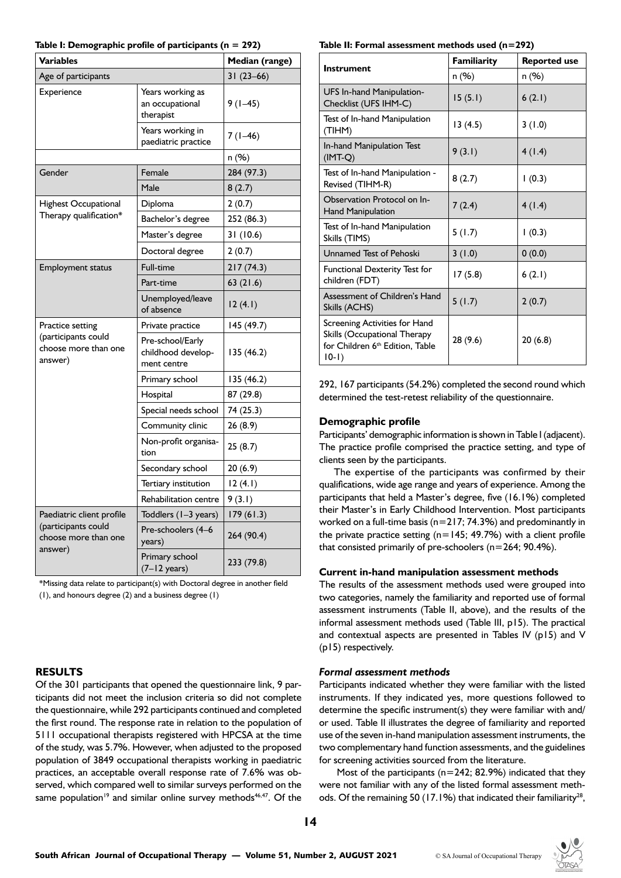**Table I: Demographic profile of participants (n = 292)**

| Variables | | Median (range) |
|---|---|---|
| Age of participants | | 31 (23–66) |
| Experience | Years working as an occupational therapist | 9 (1–45) |
| | Years working in paediatric practice | 7 (1–46) |
| | | n (%) |
| Gender | Female | 284 (97.3) |
| | Male | 8 (2.7) |
| Highest Occupational Therapy qualification* | Diploma | 2 (0.7) |
| | Bachelor's degree | 252 (86.3) |
| | Master's degree | 31 (10.6) |
| | Doctoral degree | 2 (0.7) |
| Employment status | Full-time | 217 (74.3) |
| | Part-time | 63 (21.6) |
| | Unemployed/leave of absence | 12 (4.1) |
| Practice setting (participants could choose more than one answer) | Private practice | 145 (49.7) |
| | Pre-school/Early childhood development centre | 135 (46.2) |
| | Primary school | 135 (46.2) |
| | Hospital | 87 (29.8) |
| | Special needs school | 74 (25.3) |
| | Community clinic | 26 (8.9) |
| | Non-profit organisation | 25 (8.7) |
| | Secondary school | 20 (6.9) |
| | Tertiary institution | 12 (4.1) |
| | Rehabilitation centre | 9 (3.1) |
| Paediatric client profile (participants could choose more than one answer) | Toddlers (1–3 years) | 179 (61.3) |
| | Pre-schoolers (4–6 years) | 264 (90.4) |
| | Primary school (7–12 years) | 233 (79.8) |

*Missing data relate to participant(s) with Doctoral degree in another field (1), and honours degree (2) and a business degree (1)

## RESULTS

Of the 301 participants that opened the questionnaire link, 9 participants did not meet the inclusion criteria so did not complete the questionnaire, while 292 participants continued and completed the first round. The response rate in relation to the population of 5111 occupational therapists registered with HPCSA at the time of the study, was 5.7%. However, when adjusted to the proposed population of 3849 occupational therapists working in paediatric practices, an acceptable overall response rate of 7.6% was observed, which compared well to similar surveys performed on the same population[19] and similar online survey methods[46,47]. Of the 292, 167 participants (54.2%) completed the second round which determined the test-retest reliability of the questionnaire.

**Table II: Formal assessment methods used (n=292)**

| Instrument | Familiarity | Reported use |
|---|---|---|
| | n (%) | n (%) |
| UFS In-hand Manipulation-Checklist (UFS IHM-C) | 15 (5.1) | 6 (2.1) |
| Test of In-hand Manipulation (TIHM) | 13 (4.5) | 3 (1.0) |
| In-hand Manipulation Test (IMT-Q) | 9 (3.1) | 4 (1.4) |
| Test of In-hand Manipulation - Revised (TIHM-R) | 8 (2.7) | 1 (0.3) |
| Observation Protocol on In-Hand Manipulation | 7 (2.4) | 4 (1.4) |
| Test of In-hand Manipulation Skills (TIMS) | 5 (1.7) | 1 (0.3) |
| Unnamed Test of Pehoski | 3 (1.0) | 0 (0.0) |
| Functional Dexterity Test for children (FDT) | 17 (5.8) | 6 (2.1) |
| Assessment of Children's Hand Skills (ACHS) | 5 (1.7) | 2 (0.7) |
| Screening Activities for Hand Skills (Occupational Therapy for Children 6th Edition, Table 10-1) | 28 (9.6) | 20 (6.8) |

### Demographic profile

Participants' demographic information is shown in Table I (adjacent). The practice profile comprised the practice setting, and type of clients seen by the participants.

The expertise of the participants was confirmed by their qualifications, wide age range and years of experience. Among the participants that held a Master's degree, five (16.1%) completed their Master's in Early Childhood Intervention. Most participants worked on a full-time basis (n=217; 74.3%) and predominantly in the private practice setting (n=145; 49.7%) with a client profile that consisted primarily of pre-schoolers (n=264; 90.4%).

### Current in-hand manipulation assessment methods

The results of the assessment methods used were grouped into two categories, namely the familiarity and reported use of formal assessment instruments (Table II, above), and the results of the informal assessment methods used (Table III, p15). The practical and contextual aspects are presented in Tables IV (p15) and V (p15) respectively.

#### *Formal assessment methods*

Participants indicated whether they were familiar with the listed instruments. If they indicated yes, more questions followed to determine the specific instrument(s) they were familiar with and/or used. Table II illustrates the degree of familiarity and reported use of the seven in-hand manipulation assessment instruments, the two complementary hand function assessments, and the guidelines for screening activities sourced from the literature.

Most of the participants (n=242; 82.9%) indicated that they were not familiar with any of the listed formal assessment methods. Of the remaining 50 (17.1%) that indicated their familiarity[28],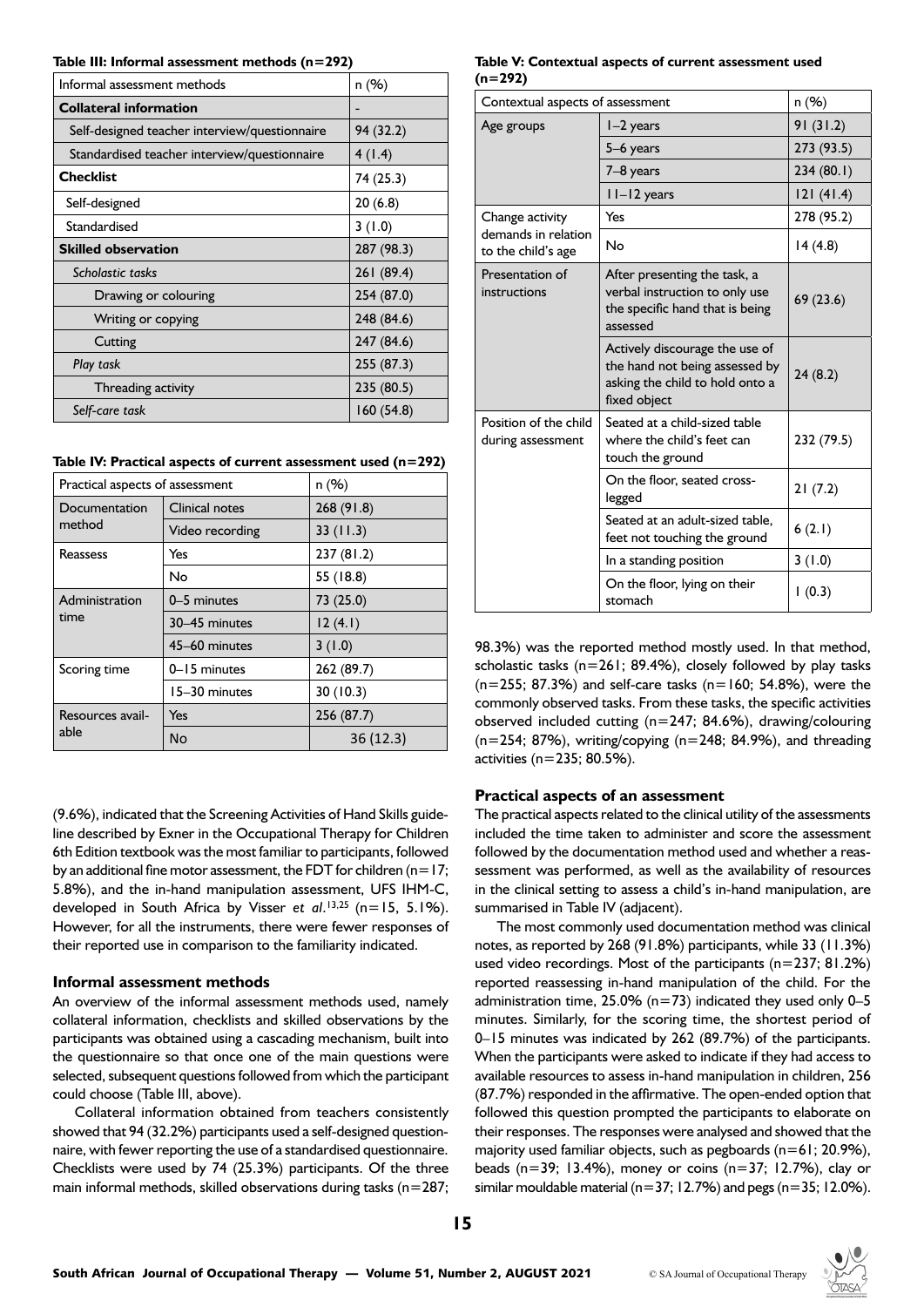**Table III: Informal assessment methods (n=292)**

| Informal assessment methods | n (%) |
| --- | --- |
| **Collateral information** | - |
| Self-designed teacher interview/questionnaire | 94 (32.2) |
| Standardised teacher interview/questionnaire | 4 (1.4) |
| **Checklist** | 74 (25.3) |
| Self-designed | 20 (6.8) |
| Standardised | 3 (1.0) |
| **Skilled observation** | 287 (98.3) |
| *Scholastic tasks* | 261 (89.4) |
| Drawing or colouring | 254 (87.0) |
| Writing or copying | 248 (84.6) |
| Cutting | 247 (84.6) |
| *Play task* | 255 (87.3) |
| Threading activity | 235 (80.5) |
| *Self-care task* | 160 (54.8) |

**Table IV: Practical aspects of current assessment used (n=292)**

| Practical aspects of assessment | | n (%) |
| --- | --- | --- |
| Documentation method | Clinical notes | 268 (91.8) |
| | Video recording | 33 (11.3) |
| Reassess | Yes | 237 (81.2) |
| | No | 55 (18.8) |
| Administration time | 0–5 minutes | 73 (25.0) |
| | 30–45 minutes | 12 (4.1) |
| | 45–60 minutes | 3 (1.0) |
| Scoring time | 0–15 minutes | 262 (89.7) |
| | 15–30 minutes | 30 (10.3) |
| Resources available | Yes | 256 (87.7) |
| | No | 36 (12.3) |

(9.6%), indicated that the Screening Activities of Hand Skills guideline described by Exner in the Occupational Therapy for Children 6th Edition textbook was the most familiar to participants, followed by an additional fine motor assessment, the FDT for children (n=17; 5.8%), and the in-hand manipulation assessment, UFS IHM-C, developed in South Africa by Visser *et al*.[13,25] (n=15, 5.1%). However, for all the instruments, there were fewer responses of their reported use in comparison to the familiarity indicated.

### Informal assessment methods

An overview of the informal assessment methods used, namely collateral information, checklists and skilled observations by the participants was obtained using a cascading mechanism, built into the questionnaire so that once one of the main questions were selected, subsequent questions followed from which the participant could choose (Table III, above).

Collateral information obtained from teachers consistently showed that 94 (32.2%) participants used a self-designed questionnaire, with fewer reporting the use of a standardised questionnaire. Checklists were used by 74 (25.3%) participants. Of the three main informal methods, skilled observations during tasks (n=287; 98.3%) was the reported method mostly used. In that method, scholastic tasks (n=261; 89.4%), closely followed by play tasks (n=255; 87.3%) and self-care tasks (n=160; 54.8%), were the commonly observed tasks. From these tasks, the specific activities observed included cutting (n=247; 84.6%), drawing/colouring (n=254; 87%), writing/copying (n=248; 84.9%), and threading activities (n=235; 80.5%).

**Table V: Contextual aspects of current assessment used (n=292)**

| Contextual aspects of assessment | | n (%) |
| --- | --- | --- |
| Age groups | 1–2 years | 91 (31.2) |
| | 5–6 years | 273 (93.5) |
| | 7–8 years | 234 (80.1) |
| | 11–12 years | 121 (41.4) |
| Change activity demands in relation to the child's age | Yes | 278 (95.2) |
| | No | 14 (4.8) |
| Presentation of instructions | After presenting the task, a verbal instruction to only use the specific hand that is being assessed | 69 (23.6) |
| | Actively discourage the use of the hand not being assessed by asking the child to hold onto a fixed object | 24 (8.2) |
| Position of the child during assessment | Seated at a child-sized table where the child's feet can touch the ground | 232 (79.5) |
| | On the floor, seated cross-legged | 21 (7.2) |
| | Seated at an adult-sized table, feet not touching the ground | 6 (2.1) |
| | In a standing position | 3 (1.0) |
| | On the floor, lying on their stomach | 1 (0.3) |

### Practical aspects of an assessment

The practical aspects related to the clinical utility of the assessments included the time taken to administer and score the assessment followed by the documentation method used and whether a reassessment was performed, as well as the availability of resources in the clinical setting to assess a child's in-hand manipulation, are summarised in Table IV (adjacent).

The most commonly used documentation method was clinical notes, as reported by 268 (91.8%) participants, while 33 (11.3%) used video recordings. Most of the participants (n=237; 81.2%) reported reassessing in-hand manipulation of the child. For the administration time, 25.0% (n=73) indicated they used only 0–5 minutes. Similarly, for the scoring time, the shortest period of 0–15 minutes was indicated by 262 (89.7%) of the participants. When the participants were asked to indicate if they had access to available resources to assess in-hand manipulation in children, 256 (87.7%) responded in the affirmative. The open-ended option that followed this question prompted the participants to elaborate on their responses. The responses were analysed and showed that the majority used familiar objects, such as pegboards (n=61; 20.9%), beads (n=39; 13.4%), money or coins (n=37; 12.7%), clay or similar mouldable material (n=37; 12.7%) and pegs (n=35; 12.0%).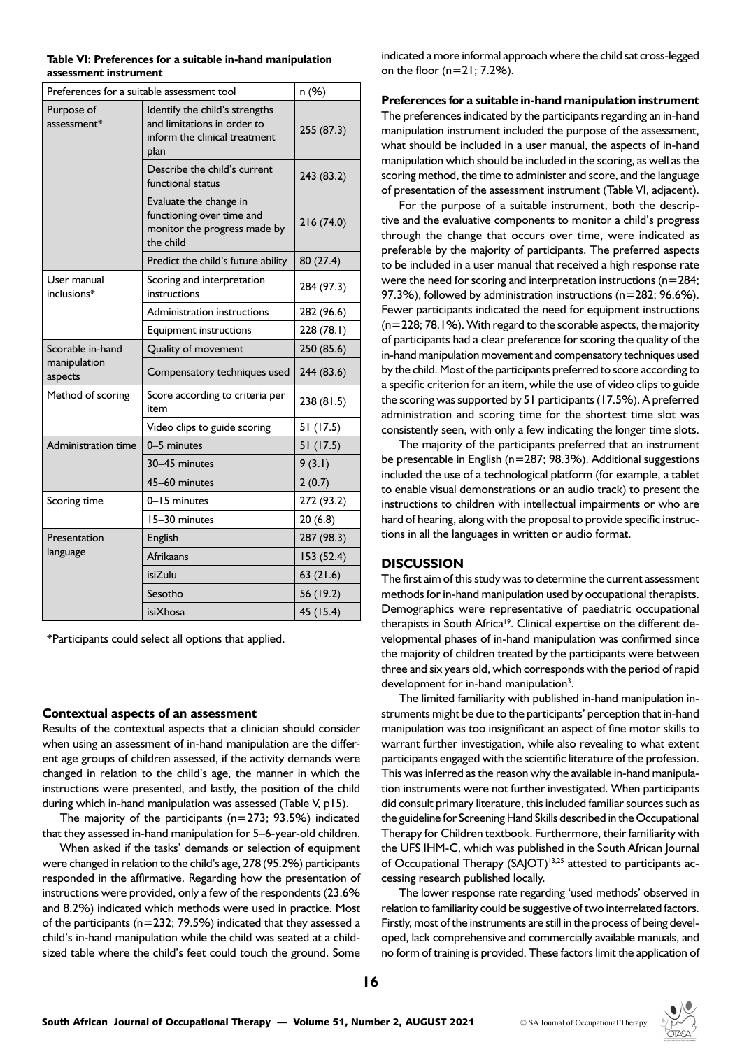**Table VI: Preferences for a suitable in-hand manipulation assessment instrument**

| Preferences for a suitable assessment tool | | n (%) |
|---|---|---|
| Purpose of assessment* | Identify the child's strengths and limitations in order to inform the clinical treatment plan | 255 (87.3) |
| | Describe the child's current functional status | 243 (83.2) |
| | Evaluate the change in functioning over time and monitor the progress made by the child | 216 (74.0) |
| | Predict the child's future ability | 80 (27.4) |
| User manual inclusions* | Scoring and interpretation instructions | 284 (97.3) |
| | Administration instructions | 282 (96.6) |
| | Equipment instructions | 228 (78.1) |
| Scorable in-hand manipulation aspects | Quality of movement | 250 (85.6) |
| | Compensatory techniques used | 244 (83.6) |
| Method of scoring | Score according to criteria per item | 238 (81.5) |
| | Video clips to guide scoring | 51 (17.5) |
| Administration time | 0–5 minutes | 51 (17.5) |
| | 30–45 minutes | 9 (3.1) |
| | 45–60 minutes | 2 (0.7) |
| Scoring time | 0–15 minutes | 272 (93.2) |
| | 15–30 minutes | 20 (6.8) |
| Presentation language | English | 287 (98.3) |
| | Afrikaans | 153 (52.4) |
| | isiZulu | 63 (21.6) |
| | Sesotho | 56 (19.2) |
| | isiXhosa | 45 (15.4) |

*Participants could select all options that applied.

#### Contextual aspects of an assessment

Results of the contextual aspects that a clinician should consider when using an assessment of in-hand manipulation are the different age groups of children assessed, if the activity demands were changed in relation to the child's age, the manner in which the instructions were presented, and lastly, the position of the child during which in-hand manipulation was assessed (Table V, p15).

The majority of the participants (n=273; 93.5%) indicated that they assessed in-hand manipulation for 5–6-year-old children.

When asked if the tasks' demands or selection of equipment were changed in relation to the child's age, 278 (95.2%) participants responded in the affirmative. Regarding how the presentation of instructions were provided, only a few of the respondents (23.6% and 8.2%) indicated which methods were used in practice. Most of the participants (n=232; 79.5%) indicated that they assessed a child's in-hand manipulation while the child was seated at a child-sized table where the child's feet could touch the ground. Some indicated a more informal approach where the child sat cross-legged on the floor (n=21; 7.2%).

#### Preferences for a suitable in-hand manipulation instrument

The preferences indicated by the participants regarding an in-hand manipulation instrument included the purpose of the assessment, what should be included in a user manual, the aspects of in-hand manipulation which should be included in the scoring, as well as the scoring method, the time to administer and score, and the language of presentation of the assessment instrument (Table VI, adjacent).

For the purpose of a suitable instrument, both the descriptive and the evaluative components to monitor a child's progress through the change that occurs over time, were indicated as preferable by the majority of participants. The preferred aspects to be included in a user manual that received a high response rate were the need for scoring and interpretation instructions (n=284; 97.3%), followed by administration instructions (n=282; 96.6%). Fewer participants indicated the need for equipment instructions (n=228; 78.1%). With regard to the scorable aspects, the majority of participants had a clear preference for scoring the quality of the in-hand manipulation movement and compensatory techniques used by the child. Most of the participants preferred to score according to a specific criterion for an item, while the use of video clips to guide the scoring was supported by 51 participants (17.5%). A preferred administration and scoring time for the shortest time slot was consistently seen, with only a few indicating the longer time slots.

The majority of the participants preferred that an instrument be presentable in English (n=287; 98.3%). Additional suggestions included the use of a technological platform (for example, a tablet to enable visual demonstrations or an audio track) to present the instructions to children with intellectual impairments or who are hard of hearing, along with the proposal to provide specific instructions in all the languages in written or audio format.

## DISCUSSION

The first aim of this study was to determine the current assessment methods for in-hand manipulation used by occupational therapists. Demographics were representative of paediatric occupational therapists in South Africa[19]. Clinical expertise on the different developmental phases of in-hand manipulation was confirmed since the majority of children treated by the participants were between three and six years old, which corresponds with the period of rapid development for in-hand manipulation[3].

The limited familiarity with published in-hand manipulation instruments might be due to the participants' perception that in-hand manipulation was too insignificant an aspect of fine motor skills to warrant further investigation, while also revealing to what extent participants engaged with the scientific literature of the profession. This was inferred as the reason why the available in-hand manipulation instruments were not further investigated. When participants did consult primary literature, this included familiar sources such as the guideline for Screening Hand Skills described in the Occupational Therapy for Children textbook. Furthermore, their familiarity with the UFS IHM-C, which was published in the South African Journal of Occupational Therapy (SAJOT)[13,25] attested to participants accessing research published locally.

The lower response rate regarding 'used methods' observed in relation to familiarity could be suggestive of two interrelated factors. Firstly, most of the instruments are still in the process of being developed, lack comprehensive and commercially available manuals, and no form of training is provided. These factors limit the application of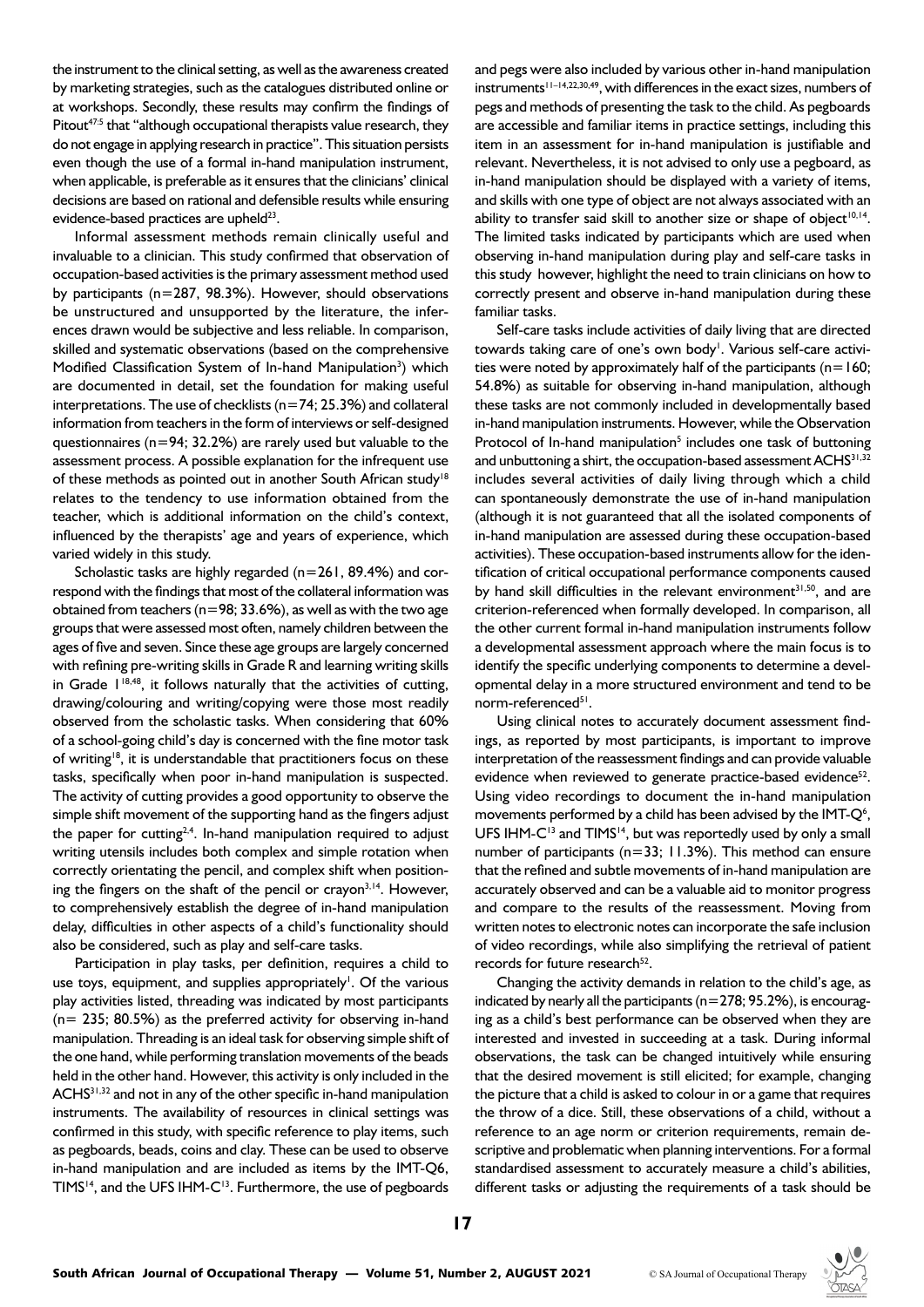the instrument to the clinical setting, as well as the awareness created by marketing strategies, such as the catalogues distributed online or at workshops. Secondly, these results may confirm the findings of Pitout[47:5] that "although occupational therapists value research, they do not engage in applying research in practice". This situation persists even though the use of a formal in-hand manipulation instrument, when applicable, is preferable as it ensures that the clinicians' clinical decisions are based on rational and defensible results while ensuring evidence-based practices are upheld[23].

Informal assessment methods remain clinically useful and invaluable to a clinician. This study confirmed that observation of occupation-based activities is the primary assessment method used by participants (n=287, 98.3%). However, should observations be unstructured and unsupported by the literature, the inferences drawn would be subjective and less reliable. In comparison, skilled and systematic observations (based on the comprehensive Modified Classification System of In-hand Manipulation[3]) which are documented in detail, set the foundation for making useful interpretations. The use of checklists (n=74; 25.3%) and collateral information from teachers in the form of interviews or self-designed questionnaires (n=94; 32.2%) are rarely used but valuable to the assessment process. A possible explanation for the infrequent use of these methods as pointed out in another South African study[18] relates to the tendency to use information obtained from the teacher, which is additional information on the child's context, influenced by the therapists' age and years of experience, which varied widely in this study.

Scholastic tasks are highly regarded (n=261, 89.4%) and correspond with the findings that most of the collateral information was obtained from teachers (n=98; 33.6%), as well as with the two age groups that were assessed most often, namely children between the ages of five and seven. Since these age groups are largely concerned with refining pre-writing skills in Grade R and learning writing skills in Grade 1[18,48], it follows naturally that the activities of cutting, drawing/colouring and writing/copying were those most readily observed from the scholastic tasks. When considering that 60% of a school-going child's day is concerned with the fine motor task of writing[18], it is understandable that practitioners focus on these tasks, specifically when poor in-hand manipulation is suspected. The activity of cutting provides a good opportunity to observe the simple shift movement of the supporting hand as the fingers adjust the paper for cutting[2,4]. In-hand manipulation required to adjust writing utensils includes both complex and simple rotation when correctly orientating the pencil, and complex shift when positioning the fingers on the shaft of the pencil or crayon[3,14]. However, to comprehensively establish the degree of in-hand manipulation delay, difficulties in other aspects of a child's functionality should also be considered, such as play and self-care tasks.

Participation in play tasks, per definition, requires a child to use toys, equipment, and supplies appropriately[1]. Of the various play activities listed, threading was indicated by most participants (n= 235; 80.5%) as the preferred activity for observing in-hand manipulation. Threading is an ideal task for observing simple shift of the one hand, while performing translation movements of the beads held in the other hand. However, this activity is only included in the ACHS[31,32] and not in any of the other specific in-hand manipulation instruments. The availability of resources in clinical settings was confirmed in this study, with specific reference to play items, such as pegboards, beads, coins and clay. These can be used to observe in-hand manipulation and are included as items by the IMT-Q6, TIMS[14], and the UFS IHM-C[13]. Furthermore, the use of pegboards and pegs were also included by various other in-hand manipulation instruments[11–14,22,30,49], with differences in the exact sizes, numbers of pegs and methods of presenting the task to the child. As pegboards are accessible and familiar items in practice settings, including this item in an assessment for in-hand manipulation is justifiable and relevant. Nevertheless, it is not advised to only use a pegboard, as in-hand manipulation should be displayed with a variety of items, and skills with one type of object are not always associated with an ability to transfer said skill to another size or shape of object[10,14]. The limited tasks indicated by participants which are used when observing in-hand manipulation during play and self-care tasks in this study however, highlight the need to train clinicians on how to correctly present and observe in-hand manipulation during these familiar tasks.

Self-care tasks include activities of daily living that are directed towards taking care of one's own body[1]. Various self-care activities were noted by approximately half of the participants (n=160; 54.8%) as suitable for observing in-hand manipulation, although these tasks are not commonly included in developmentally based in-hand manipulation instruments. However, while the Observation Protocol of In-hand manipulation[5] includes one task of buttoning and unbuttoning a shirt, the occupation-based assessment ACHS[31,32] includes several activities of daily living through which a child can spontaneously demonstrate the use of in-hand manipulation (although it is not guaranteed that all the isolated components of in-hand manipulation are assessed during these occupation-based activities). These occupation-based instruments allow for the identification of critical occupational performance components caused by hand skill difficulties in the relevant environment[31,50], and are criterion-referenced when formally developed. In comparison, all the other current formal in-hand manipulation instruments follow a developmental assessment approach where the main focus is to identify the specific underlying components to determine a developmental delay in a more structured environment and tend to be norm-referenced[51].

Using clinical notes to accurately document assessment findings, as reported by most participants, is important to improve interpretation of the reassessment findings and can provide valuable evidence when reviewed to generate practice-based evidence[52]. Using video recordings to document the in-hand manipulation movements performed by a child has been advised by the IMT-Q[6], UFS IHM-C[13] and TIMS[14], but was reportedly used by only a small number of participants (n=33; 11.3%). This method can ensure that the refined and subtle movements of in-hand manipulation are accurately observed and can be a valuable aid to monitor progress and compare to the results of the reassessment. Moving from written notes to electronic notes can incorporate the safe inclusion of video recordings, while also simplifying the retrieval of patient records for future research[52].

Changing the activity demands in relation to the child's age, as indicated by nearly all the participants (n=278; 95.2%), is encouraging as a child's best performance can be observed when they are interested and invested in succeeding at a task. During informal observations, the task can be changed intuitively while ensuring that the desired movement is still elicited; for example, changing the picture that a child is asked to colour in or a game that requires the throw of a dice. Still, these observations of a child, without a reference to an age norm or criterion requirements, remain descriptive and problematic when planning interventions. For a formal standardised assessment to accurately measure a child's abilities, different tasks or adjusting the requirements of a task should be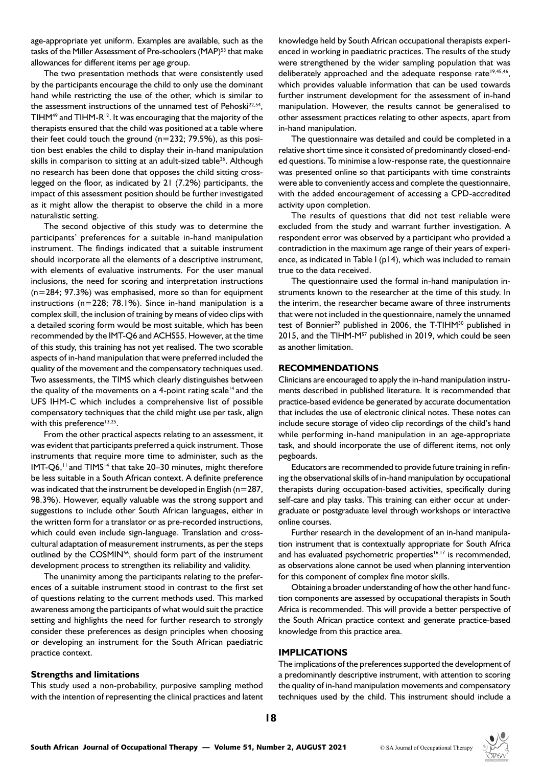age-appropriate yet uniform. Examples are available, such as the tasks of the Miller Assessment of Pre-schoolers (MAP)[53] that make allowances for different items per age group.

The two presentation methods that were consistently used by the participants encourage the child to only use the dominant hand while restricting the use of the other, which is similar to the assessment instructions of the unnamed test of Pehoski[22,54], TIHM[49] and TIHM-R[12]. It was encouraging that the majority of the therapists ensured that the child was positioned at a table where their feet could touch the ground (n=232; 79.5%), as this position best enables the child to display their in-hand manipulation skills in comparison to sitting at an adult-sized table[26]. Although no research has been done that opposes the child sitting cross-legged on the floor, as indicated by 21 (7.2%) participants, the impact of this assessment position should be further investigated as it might allow the therapist to observe the child in a more naturalistic setting.

The second objective of this study was to determine the participants' preferences for a suitable in-hand manipulation instrument. The findings indicated that a suitable instrument should incorporate all the elements of a descriptive instrument, with elements of evaluative instruments. For the user manual inclusions, the need for scoring and interpretation instructions (n=284; 97.3%) was emphasised, more so than for equipment instructions (n=228; 78.1%). Since in-hand manipulation is a complex skill, the inclusion of training by means of video clips with a detailed scoring form would be most suitable, which has been recommended by the IMT-Q6 and ACHS55. However, at the time of this study, this training has not yet realised. The two scorable aspects of in-hand manipulation that were preferred included the quality of the movement and the compensatory techniques used. Two assessments, the TIMS which clearly distinguishes between the quality of the movements on a 4-point rating scale[14] and the UFS IHM-C which includes a comprehensive list of possible compensatory techniques that the child might use per task, align with this preference[13,25].

From the other practical aspects relating to an assessment, it was evident that participants preferred a quick instrument. Those instruments that require more time to administer, such as the IMT-Q6,[11] and TIMS[14] that take 20–30 minutes, might therefore be less suitable in a South African context. A definite preference was indicated that the instrument be developed in English (n=287, 98.3%). However, equally valuable was the strong support and suggestions to include other South African languages, either in the written form for a translator or as pre-recorded instructions, which could even include sign-language. Translation and cross-cultural adaptation of measurement instruments, as per the steps outlined by the COSMIN[56], should form part of the instrument development process to strengthen its reliability and validity.

The unanimity among the participants relating to the preferences of a suitable instrument stood in contrast to the first set of questions relating to the current methods used. This marked awareness among the participants of what would suit the practice setting and highlights the need for further research to strongly consider these preferences as design principles when choosing or developing an instrument for the South African paediatric practice context.

### Strengths and limitations

This study used a non-probability, purposive sampling method with the intention of representing the clinical practices and latent knowledge held by South African occupational therapists experienced in working in paediatric practices. The results of the study were strengthened by the wider sampling population that was deliberately approached and the adequate response rate[19,45,46], which provides valuable information that can be used towards further instrument development for the assessment of in-hand manipulation. However, the results cannot be generalised to other assessment practices relating to other aspects, apart from in-hand manipulation.

The questionnaire was detailed and could be completed in a relative short time since it consisted of predominantly closed-ended questions. To minimise a low-response rate, the questionnaire was presented online so that participants with time constraints were able to conveniently access and complete the questionnaire, with the added encouragement of accessing a CPD-accredited activity upon completion.

The results of questions that did not test reliable were excluded from the study and warrant further investigation. A respondent error was observed by a participant who provided a contradiction in the maximum age range of their years of experience, as indicated in Table I (p14), which was included to remain true to the data received.

The questionnaire used the formal in-hand manipulation instruments known to the researcher at the time of this study. In the interim, the researcher became aware of three instruments that were not included in the questionnaire, namely the unnamed test of Bonnier[29] published in 2006, the T-TIHM[30] published in 2015, and the TIHM-M[57] published in 2019, which could be seen as another limitation.

## RECOMMENDATIONS

Clinicians are encouraged to apply the in-hand manipulation instruments described in published literature. It is recommended that practice-based evidence be generated by accurate documentation that includes the use of electronic clinical notes. These notes can include secure storage of video clip recordings of the child's hand while performing in-hand manipulation in an age-appropriate task, and should incorporate the use of different items, not only pegboards.

Educators are recommended to provide future training in refining the observational skills of in-hand manipulation by occupational therapists during occupation-based activities, specifically during self-care and play tasks. This training can either occur at undergraduate or postgraduate level through workshops or interactive online courses.

Further research in the development of an in-hand manipulation instrument that is contextually appropriate for South Africa and has evaluated psychometric properties[16,17] is recommended, as observations alone cannot be used when planning intervention for this component of complex fine motor skills.

Obtaining a broader understanding of how the other hand function components are assessed by occupational therapists in South Africa is recommended. This will provide a better perspective of the South African practice context and generate practice-based knowledge from this practice area.

## IMPLICATIONS

The implications of the preferences supported the development of a predominantly descriptive instrument, with attention to scoring the quality of in-hand manipulation movements and compensatory techniques used by the child. This instrument should include a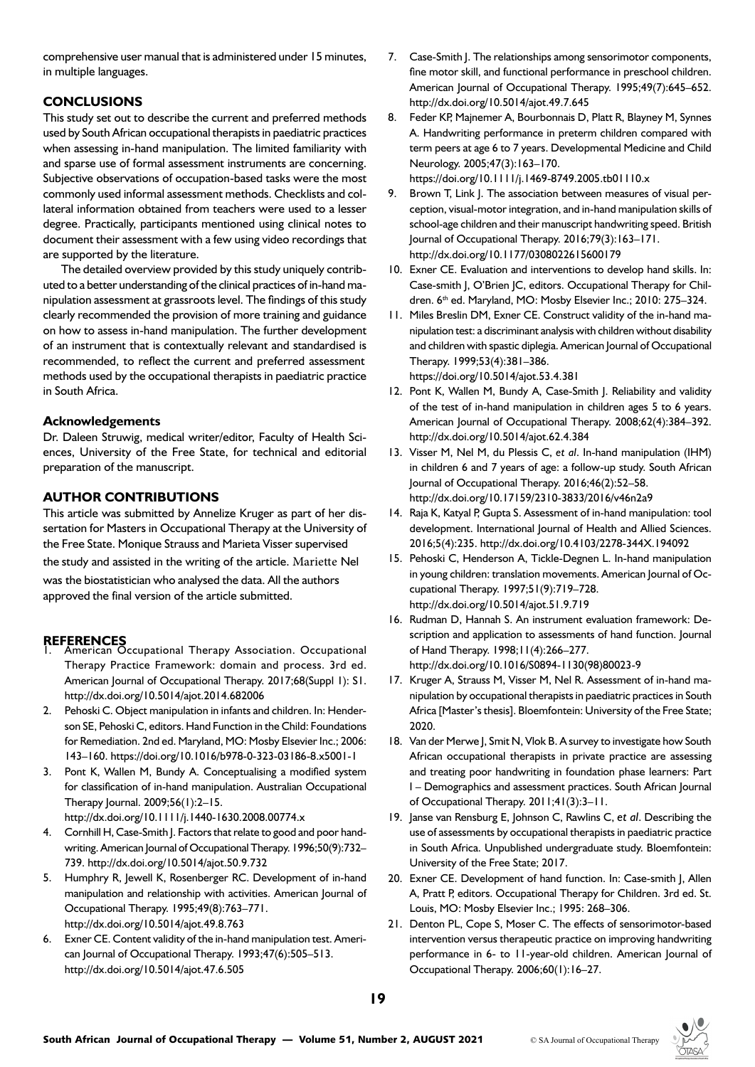comprehensive user manual that is administered under 15 minutes, in multiple languages.

## CONCLUSIONS

This study set out to describe the current and preferred methods used by South African occupational therapists in paediatric practices when assessing in-hand manipulation. The limited familiarity with and sparse use of formal assessment instruments are concerning. Subjective observations of occupation-based tasks were the most commonly used informal assessment methods. Checklists and collateral information obtained from teachers were used to a lesser degree. Practically, participants mentioned using clinical notes to document their assessment with a few using video recordings that are supported by the literature.

The detailed overview provided by this study uniquely contributed to a better understanding of the clinical practices of in-hand manipulation assessment at grassroots level. The findings of this study clearly recommended the provision of more training and guidance on how to assess in-hand manipulation. The further development of an instrument that is contextually relevant and standardised is recommended, to reflect the current and preferred assessment methods used by the occupational therapists in paediatric practice in South Africa.

### Acknowledgements

Dr. Daleen Struwig, medical writer/editor, Faculty of Health Sciences, University of the Free State, for technical and editorial preparation of the manuscript.

## AUTHOR CONTRIBUTIONS

This article was submitted by Annelize Kruger as part of her dissertation for Masters in Occupational Therapy at the University of the Free State. Monique Strauss and Marieta Visser supervised the study and assisted in the writing of the article. Mariette Nel was the biostatistician who analysed the data. All the authors approved the final version of the article submitted.

## REFERENCES

1. American Occupational Therapy Association. Occupational Therapy Practice Framework: domain and process. 3rd ed. American Journal of Occupational Therapy. 2017;68(Suppl 1): S1. http://dx.doi.org/10.5014/ajot.2014.682006
2. Pehoski C. Object manipulation in infants and children. In: Henderson SE, Pehoski C, editors. Hand Function in the Child: Foundations for Remediation. 2nd ed. Maryland, MO: Mosby Elsevier Inc.; 2006: 143–160. https://doi.org/10.1016/b978-0-323-03186-8.x5001-1
3. Pont K, Wallen M, Bundy A. Conceptualising a modified system for classification of in-hand manipulation. Australian Occupational Therapy Journal. 2009;56(1):2–15. http://dx.doi.org/10.1111/j.1440-1630.2008.00774.x
4. Cornhill H, Case-Smith J. Factors that relate to good and poor handwriting. American Journal of Occupational Therapy. 1996;50(9):732–739. http://dx.doi.org/10.5014/ajot.50.9.732
5. Humphry R, Jewell K, Rosenberger RC. Development of in-hand manipulation and relationship with activities. American Journal of Occupational Therapy. 1995;49(8):763–771. http://dx.doi.org/10.5014/ajot.49.8.763
6. Exner CE. Content validity of the in-hand manipulation test. American Journal of Occupational Therapy. 1993;47(6):505–513. http://dx.doi.org/10.5014/ajot.47.6.505
7. Case-Smith J. The relationships among sensorimotor components, fine motor skill, and functional performance in preschool children. American Journal of Occupational Therapy. 1995;49(7):645–652. http://dx.doi.org/10.5014/ajot.49.7.645
8. Feder KP, Majnemer A, Bourbonnais D, Platt R, Blayney M, Synnes A. Handwriting performance in preterm children compared with term peers at age 6 to 7 years. Developmental Medicine and Child Neurology. 2005;47(3):163–170. https://doi.org/10.1111/j.1469-8749.2005.tb01110.x
9. Brown T, Link J. The association between measures of visual perception, visual-motor integration, and in-hand manipulation skills of school-age children and their manuscript handwriting speed. British Journal of Occupational Therapy. 2016;79(3):163–171. http://dx.doi.org/10.1177/0308022615600179
10. Exner CE. Evaluation and interventions to develop hand skills. In: Case-smith J, O'Brien JC, editors. Occupational Therapy for Children. 6th ed. Maryland, MO: Mosby Elsevier Inc.; 2010: 275–324.
11. Miles Breslin DM, Exner CE. Construct validity of the in-hand manipulation test: a discriminant analysis with children without disability and children with spastic diplegia. American Journal of Occupational Therapy. 1999;53(4):381–386. https://doi.org/10.5014/ajot.53.4.381
12. Pont K, Wallen M, Bundy A, Case-Smith J. Reliability and validity of the test of in-hand manipulation in children ages 5 to 6 years. American Journal of Occupational Therapy. 2008;62(4):384–392. http://dx.doi.org/10.5014/ajot.62.4.384
13. Visser M, Nel M, du Plessis C, *et al*. In-hand manipulation (IHM) in children 6 and 7 years of age: a follow-up study. South African Journal of Occupational Therapy. 2016;46(2):52–58. http://dx.doi.org/10.17159/2310-3833/2016/v46n2a9
14. Raja K, Katyal P, Gupta S. Assessment of in-hand manipulation: tool development. International Journal of Health and Allied Sciences. 2016;5(4):235. http://dx.doi.org/10.4103/2278-344X.194092
15. Pehoski C, Henderson A, Tickle-Degnen L. In-hand manipulation in young children: translation movements. American Journal of Occupational Therapy. 1997;51(9):719–728. http://dx.doi.org/10.5014/ajot.51.9.719
16. Rudman D, Hannah S. An instrument evaluation framework: Description and application to assessments of hand function. Journal of Hand Therapy. 1998;11(4):266–277. http://dx.doi.org/10.1016/S0894-1130(98)80023-9
17. Kruger A, Strauss M, Visser M, Nel R. Assessment of in-hand manipulation by occupational therapists in paediatric practices in South Africa [Master's thesis]. Bloemfontein: University of the Free State; 2020.
18. Van der Merwe J, Smit N, Vlok B. A survey to investigate how South African occupational therapists in private practice are assessing and treating poor handwriting in foundation phase learners: Part I – Demographics and assessment practices. South African Journal of Occupational Therapy. 2011;41(3):3–11.
19. Janse van Rensburg E, Johnson C, Rawlins C, *et al*. Describing the use of assessments by occupational therapists in paediatric practice in South Africa. Unpublished undergraduate study. Bloemfontein: University of the Free State; 2017.
20. Exner CE. Development of hand function. In: Case-smith J, Allen A, Pratt P, editors. Occupational Therapy for Children. 3rd ed. St. Louis, MO: Mosby Elsevier Inc.; 1995: 268–306.
21. Denton PL, Cope S, Moser C. The effects of sensorimotor-based intervention versus therapeutic practice on improving handwriting performance in 6- to 11-year-old children. American Journal of Occupational Therapy. 2006;60(1):16–27.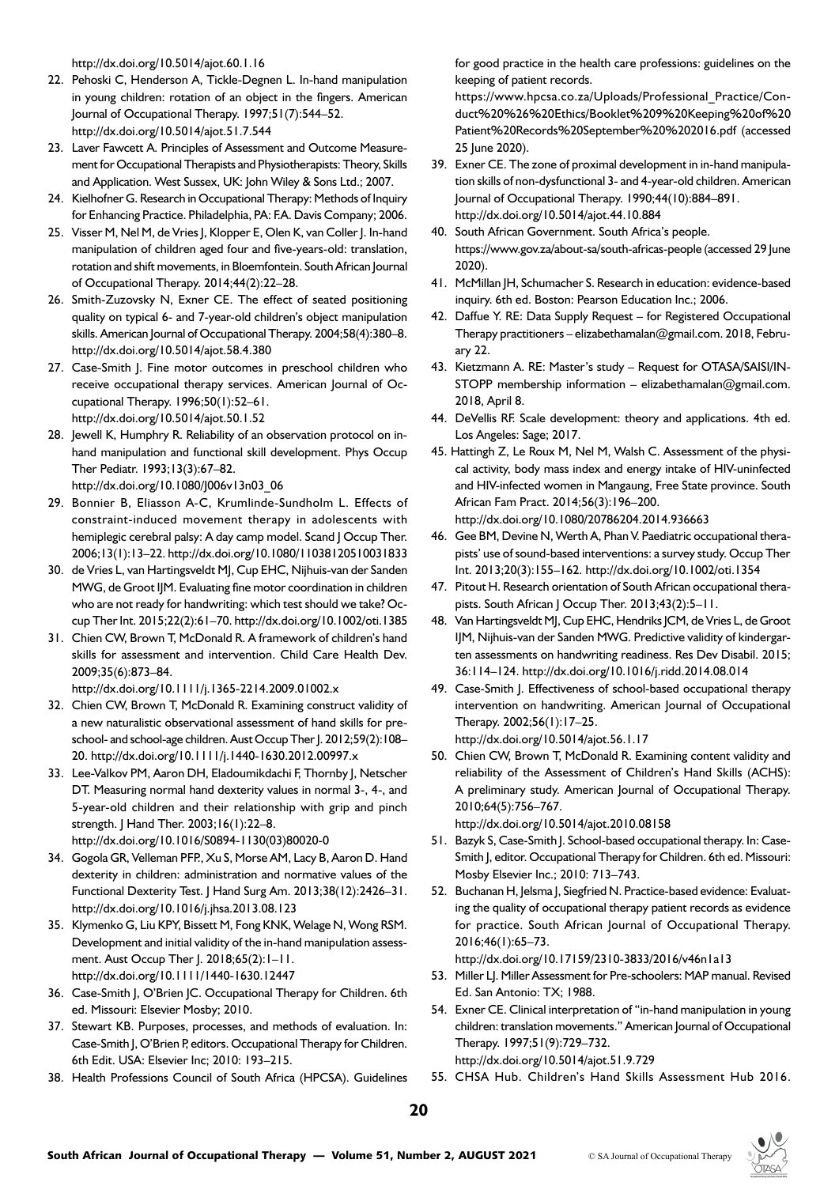http://dx.doi.org/10.5014/ajot.60.1.16

22. Pehoski C, Henderson A, Tickle-Degnen L. In-hand manipulation in young children: rotation of an object in the fingers. American Journal of Occupational Therapy. 1997;51(7):544–52. http://dx.doi.org/10.5014/ajot.51.7.544
23. Laver Fawcett A. Principles of Assessment and Outcome Measurement for Occupational Therapists and Physiotherapists: Theory, Skills and Application. West Sussex, UK: John Wiley & Sons Ltd.; 2007.
24. Kielhofner G. Research in Occupational Therapy: Methods of Inquiry for Enhancing Practice. Philadelphia, PA: F.A. Davis Company; 2006.
25. Visser M, Nel M, de Vries J, Klopper E, Olen K, van Coller J. In-hand manipulation of children aged four and five-years-old: translation, rotation and shift movements, in Bloemfontein. South African Journal of Occupational Therapy. 2014;44(2):22–28.
26. Smith-Zuzovsky N, Exner CE. The effect of seated positioning quality on typical 6- and 7-year-old children's object manipulation skills. American Journal of Occupational Therapy. 2004;58(4):380–8. http://dx.doi.org/10.5014/ajot.58.4.380
27. Case-Smith J. Fine motor outcomes in preschool children who receive occupational therapy services. American Journal of Occupational Therapy. 1996;50(1):52–61. http://dx.doi.org/10.5014/ajot.50.1.52
28. Jewell K, Humphry R. Reliability of an observation protocol on in-hand manipulation and functional skill development. Phys Occup Ther Pediatr. 1993;13(3):67–82. http://dx.doi.org/10.1080/J006v13n03_06
29. Bonnier B, Eliasson A-C, Krumlinde-Sundholm L. Effects of constraint-induced movement therapy in adolescents with hemiplegic cerebral palsy: A day camp model. Scand J Occup Ther. 2006;13(1):13–22. http://dx.doi.org/10.1080/11038120510031833
30. de Vries L, van Hartingsveldt MJ, Cup EHC, Nijhuis-van der Sanden MWG, de Groot IJM. Evaluating fine motor coordination in children who are not ready for handwriting: which test should we take? Occup Ther Int. 2015;22(2):61–70. http://dx.doi.org/10.1002/oti.1385
31. Chien CW, Brown T, McDonald R. A framework of children's hand skills for assessment and intervention. Child Care Health Dev. 2009;35(6):873–84. http://dx.doi.org/10.1111/j.1365-2214.2009.01002.x
32. Chien CW, Brown T, McDonald R. Examining construct validity of a new naturalistic observational assessment of hand skills for preschool- and school-age children. Aust Occup Ther J. 2012;59(2):108–20. http://dx.doi.org/10.1111/j.1440-1630.2012.00997.x
33. Lee-Valkov PM, Aaron DH, Eladoumikdachi F, Thornby J, Netscher DT. Measuring normal hand dexterity values in normal 3-, 4-, and 5-year-old children and their relationship with grip and pinch strength. J Hand Ther. 2003;16(1):22–8. http://dx.doi.org/10.1016/S0894-1130(03)80020-0
34. Gogola GR, Velleman PFP., Xu S, Morse AM, Lacy B, Aaron D. Hand dexterity in children: administration and normative values of the Functional Dexterity Test. J Hand Surg Am. 2013;38(12):2426–31. http://dx.doi.org/10.1016/j.jhsa.2013.08.123
35. Klymenko G, Liu KPY, Bissett M, Fong KNK, Welage N, Wong RSM. Development and initial validity of the in-hand manipulation assessment. Aust Occup Ther J. 2018;65(2):1–11. http://dx.doi.org/10.1111/1440-1630.12447
36. Case-Smith J, O'Brien JC. Occupational Therapy for Children. 6th ed. Missouri: Elsevier Mosby; 2010.
37. Stewart KB. Purposes, processes, and methods of evaluation. In: Case-Smith J, O'Brien P, editors. Occupational Therapy for Children. 6th Edit. USA: Elsevier Inc; 2010: 193–215.
38. Health Professions Council of South Africa (HPCSA). Guidelines for good practice in the health care professions: guidelines on the keeping of patient records. https://www.hpcsa.co.za/Uploads/Professional_Practice/Conduct%20%26%20Ethics/Booklet%209%20Keeping%20of%20Patient%20Records%20September%20%202016.pdf (accessed 25 June 2020).
39. Exner CE. The zone of proximal development in in-hand manipulation skills of non-dysfunctional 3- and 4-year-old children. American Journal of Occupational Therapy. 1990;44(10):884–891. http://dx.doi.org/10.5014/ajot.44.10.884
40. South African Government. South Africa's people. https://www.gov.za/about-sa/south-africas-people (accessed 29 June 2020).
41. McMillan JH, Schumacher S. Research in education: evidence-based inquiry. 6th ed. Boston: Pearson Education Inc.; 2006.
42. Daffue Y. RE: Data Supply Request – for Registered Occupational Therapy practitioners – elizabethamalan@gmail.com. 2018, February 22.
43. Kietzmann A. RE: Master's study – Request for OTASA/SAISI/IN-STOPP membership information – elizabethamalan@gmail.com. 2018, April 8.
44. DeVellis RF. Scale development: theory and applications. 4th ed. Los Angeles: Sage; 2017.
45. Hattingh Z, Le Roux M, Nel M, Walsh C. Assessment of the physical activity, body mass index and energy intake of HIV-uninfected and HIV-infected women in Mangaung, Free State province. South African Fam Pract. 2014;56(3):196–200. http://dx.doi.org/10.1080/20786204.2014.936663
46. Gee BM, Devine N, Werth A, Phan V. Paediatric occupational therapists' use of sound-based interventions: a survey study. Occup Ther Int. 2013;20(3):155–162. http://dx.doi.org/10.1002/oti.1354
47. Pitout H. Research orientation of South African occupational therapists. South African J Occup Ther. 2013;43(2):5–11.
48. Van Hartingsveldt MJ, Cup EHC, Hendriks JCM, de Vries L, de Groot IJM, Nijhuis-van der Sanden MWG. Predictive validity of kindergarten assessments on handwriting readiness. Res Dev Disabil. 2015; 36:114–124. http://dx.doi.org/10.1016/j.ridd.2014.08.014
49. Case-Smith J. Effectiveness of school-based occupational therapy intervention on handwriting. American Journal of Occupational Therapy. 2002;56(1):17–25. http://dx.doi.org/10.5014/ajot.56.1.17
50. Chien CW, Brown T, McDonald R. Examining content validity and reliability of the Assessment of Children's Hand Skills (ACHS): A preliminary study. American Journal of Occupational Therapy. 2010;64(5):756–767. http://dx.doi.org/10.5014/ajot.2010.08158
51. Bazyk S, Case-Smith J. School-based occupational therapy. In: Case-Smith J, editor. Occupational Therapy for Children. 6th ed. Missouri: Mosby Elsevier Inc.; 2010: 713–743.
52. Buchanan H, Jelsma J, Siegfried N. Practice-based evidence: Evaluating the quality of occupational therapy patient records as evidence for practice. South African Journal of Occupational Therapy. 2016;46(1):65–73. http://dx.doi.org/10.17159/2310-3833/2016/v46n1a13
53. Miller LJ. Miller Assessment for Pre-schoolers: MAP manual. Revised Ed. San Antonio: TX; 1988.
54. Exner CE. Clinical interpretation of "in-hand manipulation in young children: translation movements." American Journal of Occupational Therapy. 1997;51(9):729–732. http://dx.doi.org/10.5014/ajot.51.9.729
55. CHSA Hub. Children's Hand Skills Assessment Hub 2016.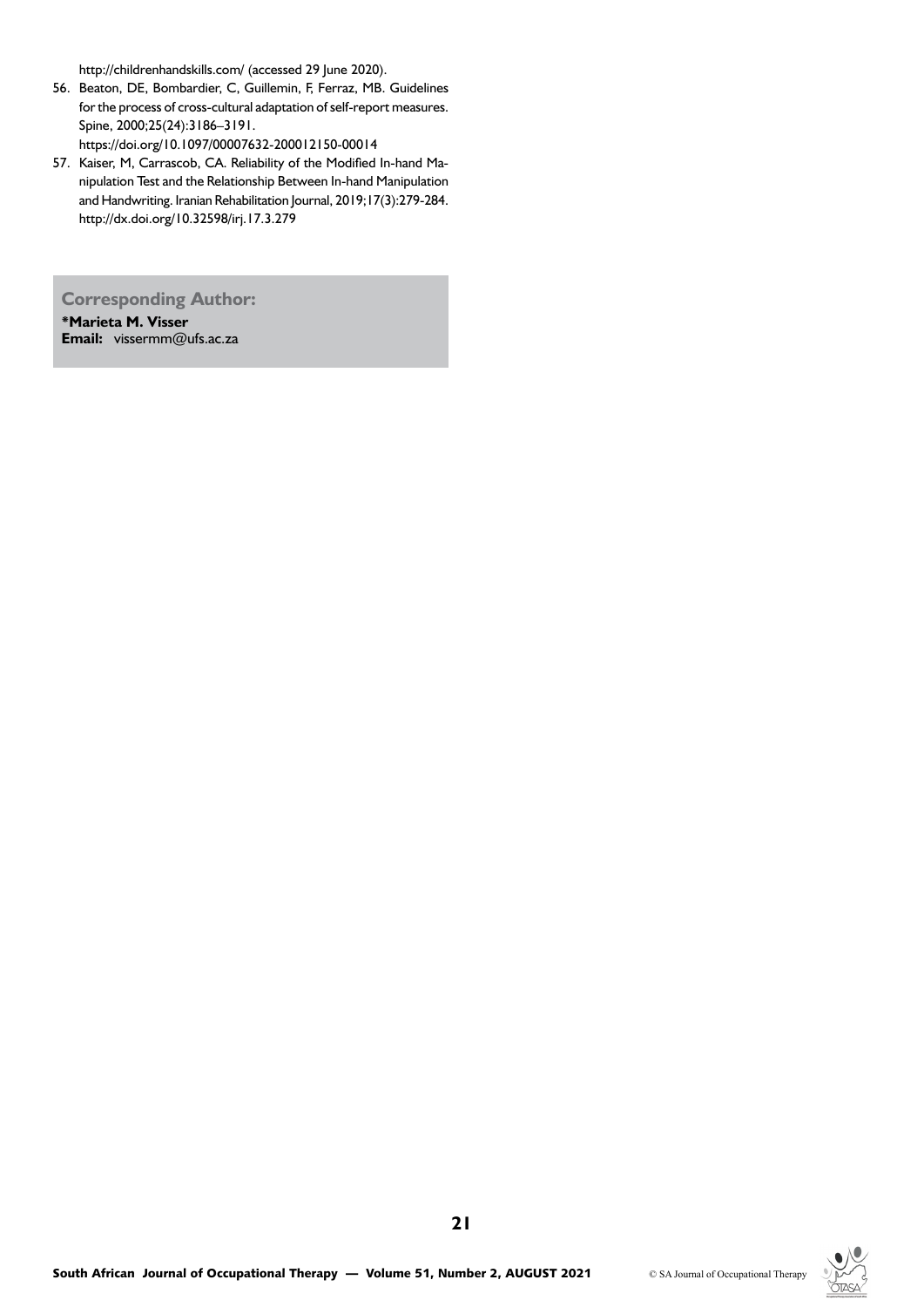http://childrenhandskills.com/ (accessed 29 June 2020).

56. Beaton, DE, Bombardier, C, Guillemin, F, Ferraz, MB. Guidelines for the process of cross-cultural adaptation of self-report measures. Spine, 2000;25(24):3186–3191. https://doi.org/10.1097/00007632-200012150-00014
57. Kaiser, M, Carrascob, CA. Reliability of the Modified In-hand Manipulation Test and the Relationship Between In-hand Manipulation and Handwriting. Iranian Rehabilitation Journal, 2019;17(3):279-284. http://dx.doi.org/10.32598/irj.17.3.279

**Corresponding Author:**
**\*Marieta M. Visser**
**Email:** vissermm@ufs.ac.za